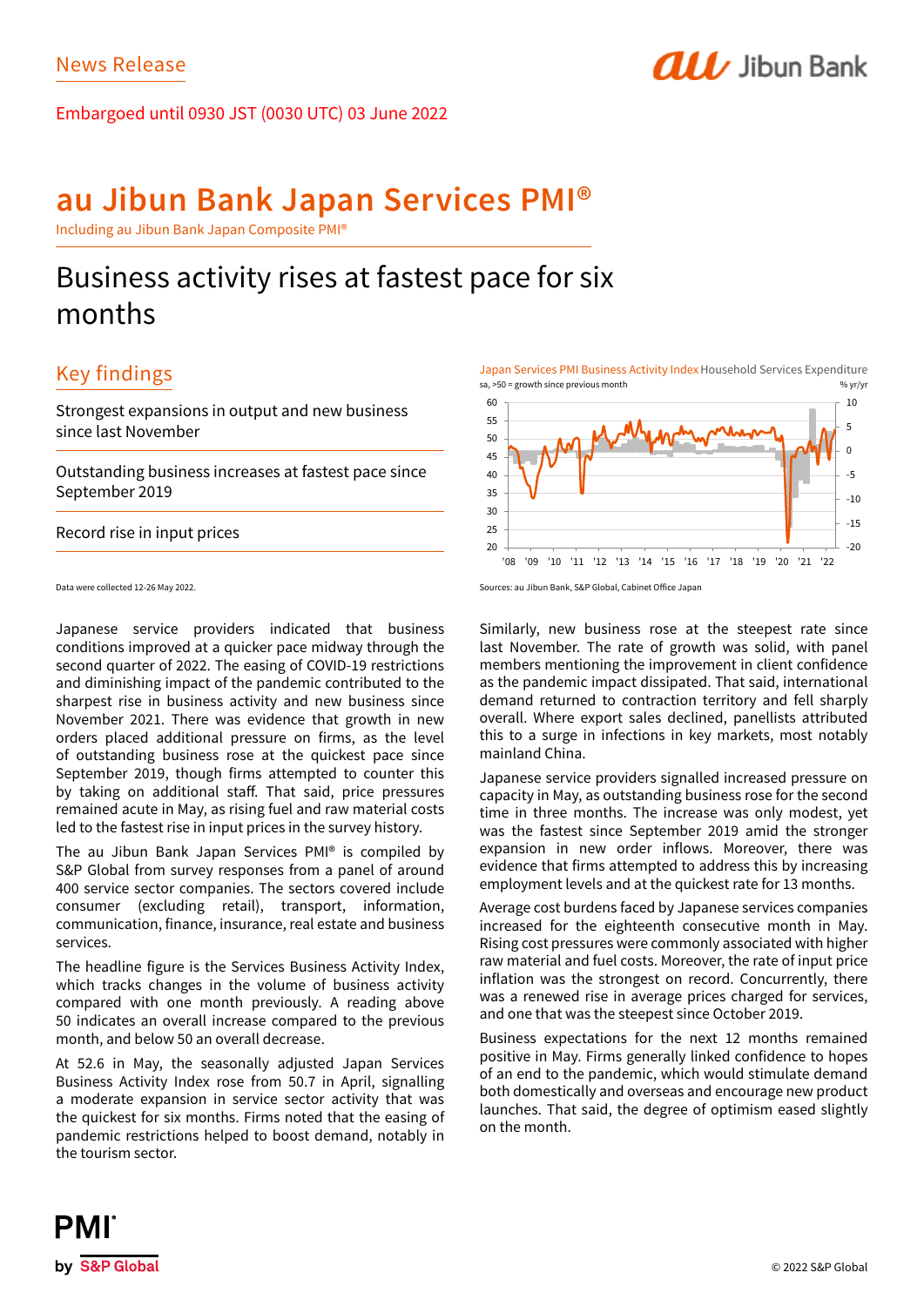News Release

Embargoed until 0930 JST (0030 UTC) 03 June 2022

# au Jibun Bank Japan Services PMI®

Including au Jibun Bank Japan Composite PMI®

# Business activity rises at fastest pace for six months

## Key findings

Strongest expansions in output and new business since last November

Outstanding business increases at fastest pace since September 2019

Record rise in input prices

Data were collected 12-26 May 2022.

Japan Services PMI Business Activity Index Household Services Expenditure

sa, >50 = growth since previous month

% yr/yr

Sources: au Jibun Bank, S&P Global, Cabinet Office Japan

Japanese service providers indicated that business conditions improved at a quicker pace midway through the second quarter of 2022. The easing of COVID-19 restrictions and diminishing impact of the pandemic contributed to the sharpest rise in business activity and new business since November 2021. There was evidence that growth in new orders placed additional pressure on firms, as the level of outstanding business rose at the quickest pace since September 2019, though firms attempted to counter this by taking on additional staff. That said, price pressures remained acute in May, as rising fuel and raw material costs led to the fastest rise in input prices in the survey history.

The au Jibun Bank Japan Services PMI® is compiled by S&P Global from survey responses from a panel of around 400 service sector companies. The sectors covered include consumer (excluding retail), transport, information, communication, finance, insurance, real estate and business services.

The headline figure is the Services Business Activity Index, which tracks changes in the volume of business activity compared with one month previously. A reading above 50 indicates an overall increase compared to the previous month, and below 50 an overall decrease.

At 52.6 in May, the seasonally adjusted Japan Services Business Activity Index rose from 50.7 in April, signalling a moderate expansion in service sector activity that was the quickest for six months. Firms noted that the easing of pandemic restrictions helped to boost demand, notably in the tourism sector.

Similarly, new business rose at the steepest rate since last November. The rate of growth was solid, with panel members mentioning the improvement in client confidence as the pandemic impact dissipated. That said, international demand returned to contraction territory and fell sharply overall. Where export sales declined, panellists attributed this to a surge in infections in key markets, most notably mainland China.

Japanese service providers signalled increased pressure on capacity in May, as outstanding business rose for the second time in three months. The increase was only modest, yet was the fastest since September 2019 amid the stronger expansion in new order inflows. Moreover, there was evidence that firms attempted to address this by increasing employment levels and at the quickest rate for 13 months.

Average cost burdens faced by Japanese services companies increased for the eighteenth consecutive month in May. Rising cost pressures were commonly associated with higher raw material and fuel costs. Moreover, the rate of input price inflation was the strongest on record. Concurrently, there was a renewed rise in average prices charged for services, and one that was the steepest since October 2019.

Business expectations for the next 12 months remained positive in May. Firms generally linked confidence to hopes of an end to the pandemic, which would stimulate demand both domestically and overseas and encourage new product launches. That said, the degree of optimism eased slightly on the month.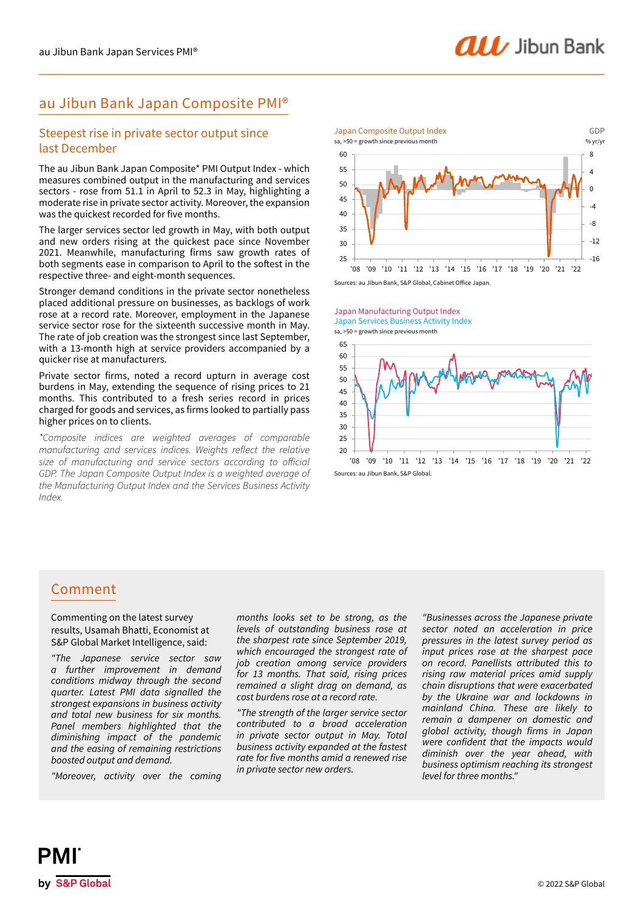# au Jibun Bank Japan Composite PMI®

## Steepest rise in private sector output since last December

The au Jibun Bank Japan Composite* PMI Output Index - which measures combined output in the manufacturing and services sectors - rose from 51.1 in April to 52.3 in May, highlighting a moderate rise in private sector activity. Moreover, the expansion was the quickest recorded for five months.

The larger services sector led growth in May, with both output and new orders rising at the quickest pace since November 2021. Meanwhile, manufacturing firms saw growth rates of both segments ease in comparison to April to the softest in the respective three- and eight-month sequences.

Stronger demand conditions in the private sector nonetheless placed additional pressure on businesses, as backlogs of work rose at a record rate. Moreover, employment in the Japanese service sector rose for the sixteenth successive month in May. The rate of job creation was the strongest since last September, with a 13-month high at service providers accompanied by a quicker rise at manufacturers.

Private sector firms, noted a record upturn in average cost burdens in May, extending the sequence of rising prices to 21 months. This contributed to a fresh series record in prices charged for goods and services, as firms looked to partially pass higher prices on to clients.

*\*Composite indices are weighted averages of comparable manufacturing and services indices. Weights reflect the relative size of manufacturing and service sectors according to official GDP. The Japan Composite Output Index is a weighted average of the Manufacturing Output Index and the Services Business Activity Index.*

Japan Composite Output Index
sa, >50 = growth since previous month

GDP
% yr/yr

Sources: au Jibun Bank, S&P Global, Cabinet Office Japan.

Japan Manufacturing Output Index
Japan Services Business Activity Index
sa, >50 = growth since previous month

Sources: au Jibun Bank, S&P Global.

## Comment

Commenting on the latest survey results, Usamah Bhatti, Economist at S&P Global Market Intelligence, said:

*"The Japanese service sector saw a further improvement in demand conditions midway through the second quarter. Latest PMI data signalled the strongest expansions in business activity and total new business for six months. Panel members highlighted that the diminishing impact of the pandemic and the easing of remaining restrictions boosted output and demand.*

*"Moreover, activity over the coming months looks set to be strong, as the levels of outstanding business rose at the sharpest rate since September 2019, which encouraged the strongest rate of job creation among service providers for 13 months. That said, rising prices remained a slight drag on demand, as cost burdens rose at a record rate.*

*"The strength of the larger service sector contributed to a broad acceleration in private sector output in May. Total business activity expanded at the fastest rate for five months amid a renewed rise in private sector new orders.*

*"Businesses across the Japanese private sector noted an acceleration in price pressures in the latest survey period as input prices rose at the sharpest pace on record. Panellists attributed this to rising raw material prices amid supply chain disruptions that were exacerbated by the Ukraine war and lockdowns in mainland China. These are likely to remain a dampener on domestic and global activity, though firms in Japan were confident that the impacts would diminish over the year ahead, with business optimism reaching its strongest level for three months."*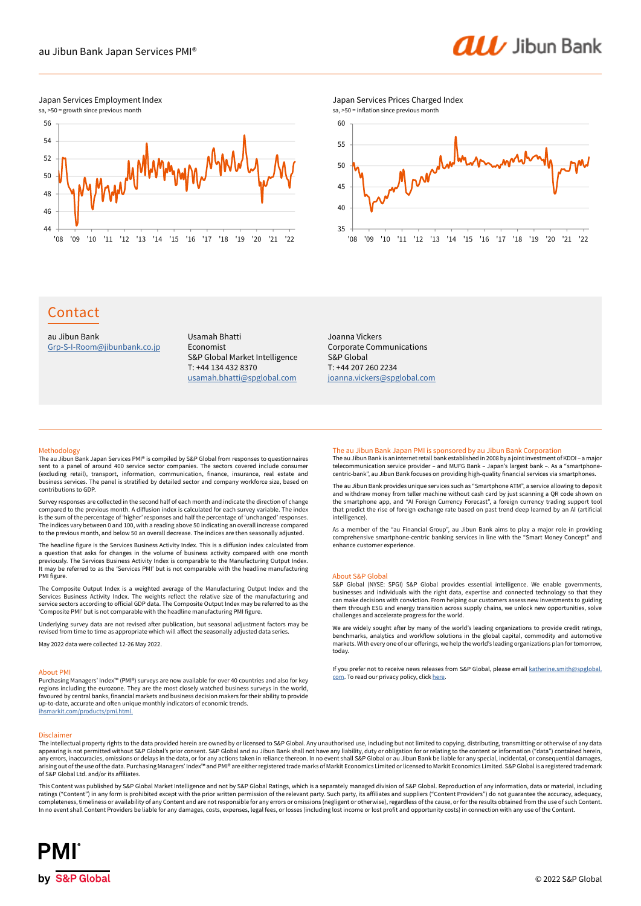Japan Services Employment Index

sa, >50 = growth since previous month

56
54
52
50
48
46
44

'08 '09 '10 '11 '12 '13 '14 '15 '16 '17 '18 '19 '20 '21 '22

Japan Services Prices Charged Index

sa, >50 = inflation since previous month

60
55
50
45
40
35

'08 '09 '10 '11 '12 '13 '14 '15 '16 '17 '18 '19 '20 '21 '22

## Contact

au Jibun Bank
Grp-S-I-Room@jibunbank.co.jp

Usamah Bhatti
Economist
S&P Global Market Intelligence
T: +44 134 432 8370
usamah.bhatti@spglobal.com

Joanna Vickers
Corporate Communications
S&P Global
T: +44 207 260 2234
joanna.vickers@spglobal.com

### Methodology

The au Jibun Bank Japan Services PMI® is compiled by S&P Global from responses to questionnaires sent to a panel of around 400 service sector companies. The sectors covered include consumer (excluding retail), transport, information, communication, finance, insurance, real estate and business services. The panel is stratified by detailed sector and company workforce size, based on contributions to GDP.

Survey responses are collected in the second half of each month and indicate the direction of change compared to the previous month. A diffusion index is calculated for each survey variable. The index is the sum of the percentage of 'higher' responses and half the percentage of 'unchanged' responses. The indices vary between 0 and 100, with a reading above 50 indicating an overall increase compared to the previous month, and below 50 an overall decrease. The indices are then seasonally adjusted.

The headline figure is the Services Business Activity Index. This is a diffusion index calculated from a question that asks for changes in the volume of business activity compared with one month previously. The Services Business Activity Index is comparable to the Manufacturing Output Index. It may be referred to as the 'Services PMI' but is not comparable with the headline manufacturing PMI figure.

The Composite Output Index is a weighted average of the Manufacturing Output Index and the Services Business Activity Index. The weights reflect the relative size of the manufacturing and service sectors according to official GDP data. The Composite Output Index may be referred to as the 'Composite PMI' but is not comparable with the headline manufacturing PMI figure.

Underlying survey data are not revised after publication, but seasonal adjustment factors may be revised from time to time as appropriate which will affect the seasonally adjusted data series.

May 2022 data were collected 12-26 May 2022.

### About PMI

Purchasing Managers' Index™ (PMI®) surveys are now available for over 40 countries and also for key regions including the eurozone. They are the most closely watched business surveys in the world, favoured by central banks, financial markets and business decision makers for their ability to provide up-to-date, accurate and often unique monthly indicators of economic trends.
ihsmarkit.com/products/pmi.html.

### The au Jibun Bank Japan PMI is sponsored by au Jibun Bank Corporation

The au Jibun Bank is an internet retail bank established in 2008 by a joint investment of KDDI – a major telecommunication service provider – and MUFG Bank – Japan's largest bank –. As a "smartphone-centric-bank", au Jibun Bank focuses on providing high-quality financial services via smartphones.

The au Jibun Bank provides unique services such as "Smartphone ATM", a service allowing to deposit and withdraw money from teller machine without cash card by just scanning a QR code shown on the smartphone app, and "AI Foreign Currency Forecast", a foreign currency trading support tool that predict the rise of foreign exchange rate based on past trend deep learned by an AI (artificial intelligence).

As a member of the "au Financial Group", au Jibun Bank aims to play a major role in providing comprehensive smartphone-centric banking services in line with the "Smart Money Concept" and enhance customer experience.

### About S&P Global

S&P Global (NYSE: SPGI) S&P Global provides essential intelligence. We enable governments, businesses and individuals with the right data, expertise and connected technology so that they can make decisions with conviction. From helping our customers assess new investments to guiding them through ESG and energy transition across supply chains, we unlock new opportunities, solve challenges and accelerate progress for the world.

We are widely sought after by many of the world's leading organizations to provide credit ratings, benchmarks, analytics and workflow solutions in the global capital, commodity and automotive markets. With every one of our offerings, we help the world's leading organizations plan for tomorrow, today.

If you prefer not to receive news releases from S&P Global, please email katherine.smith@spglobal.com. To read our privacy policy, click here.

### Disclaimer

The intellectual property rights to the data provided herein are owned by or licensed to S&P Global. Any unauthorised use, including but not limited to copying, distributing, transmitting or otherwise of any data appearing is not permitted without S&P Global's prior consent. S&P Global and au Jibun Bank shall not have any liability, duty or obligation for or relating to the content or information ("data") contained herein, any errors, inaccuracies, omissions or delays in the data, or for any actions taken in reliance thereon. In no event shall S&P Global or au Jibun Bank be liable for any special, incidental, or consequential damages, arising out of the use of the data. Purchasing Managers' Index™ and PMI® are either registered trade marks of Markit Economics Limited or licensed to Markit Economics Limited. S&P Global is a registered trademark of S&P Global Ltd. and/or its affiliates.

This Content was published by S&P Global Market Intelligence and not by S&P Global Ratings, which is a separately managed division of S&P Global. Reproduction of any information, data or material, including ratings ("Content") in any form is prohibited except with the prior written permission of the relevant party. Such party, its affiliates and suppliers ("Content Providers") do not guarantee the accuracy, adequacy, completeness, timeliness or availability of any Content and are not responsible for any errors or omissions (negligent or otherwise), regardless of the cause, or for the results obtained from the use of such Content. In no event shall Content Providers be liable for any damages, costs, expenses, legal fees, or losses (including lost income or lost profit and opportunity costs) in connection with any use of the Content.

© 2022 S&P Global